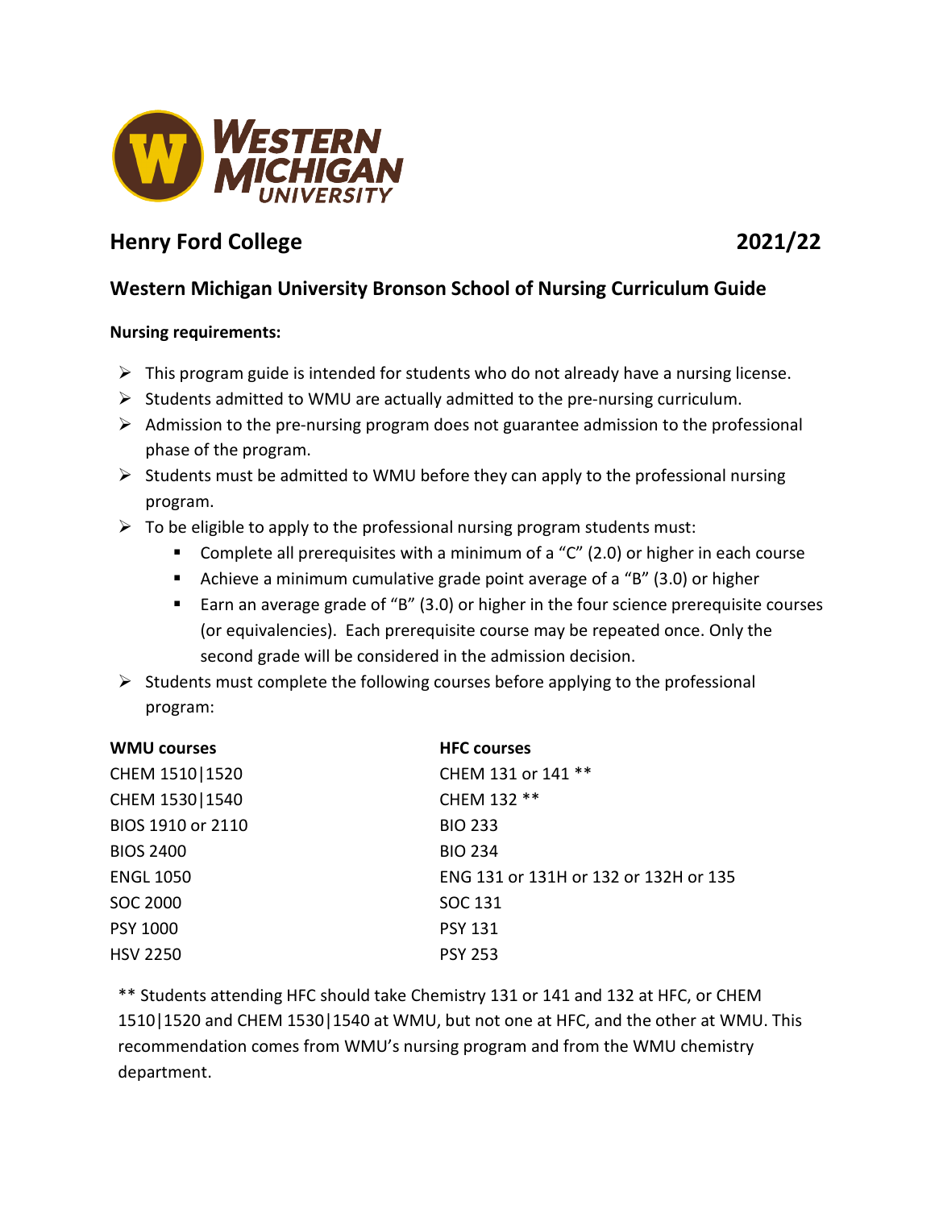# Henry Ford College 2021/22

## Western Michigan University Bronson School of Nursing Curriculum Guide

**Nursing requirements:**

- This program guide is intended for students who do not already have a nursing license.
- Students admitted to WMU are actually admitted to the pre-nursing curriculum.
- Admission to the pre-nursing program does not guarantee admission to the professional phase of the program.
- Students must be admitted to WMU before they can apply to the professional nursing program.
- To be eligible to apply to the professional nursing program students must:
  - Complete all prerequisites with a minimum of a "C" (2.0) or higher in each course
  - Achieve a minimum cumulative grade point average of a "B" (3.0) or higher
  - Earn an average grade of "B" (3.0) or higher in the four science prerequisite courses (or equivalencies). Each prerequisite course may be repeated once. Only the second grade will be considered in the admission decision.
- Students must complete the following courses before applying to the professional program:

| WMU courses | HFC courses |
|---|---|
| CHEM 1510\|1520 | CHEM 131 or 141 ** |
| CHEM 1530\|1540 | CHEM 132 ** |
| BIOS 1910 or 2110 | BIO 233 |
| BIOS 2400 | BIO 234 |
| ENGL 1050 | ENG 131 or 131H or 132 or 132H or 135 |
| SOC 2000 | SOC 131 |
| PSY 1000 | PSY 131 |
| HSV 2250 | PSY 253 |

** Students attending HFC should take Chemistry 131 or 141 and 132 at HFC, or CHEM 1510|1520 and CHEM 1530|1540 at WMU, but not one at HFC, and the other at WMU. This recommendation comes from WMU's nursing program and from the WMU chemistry department.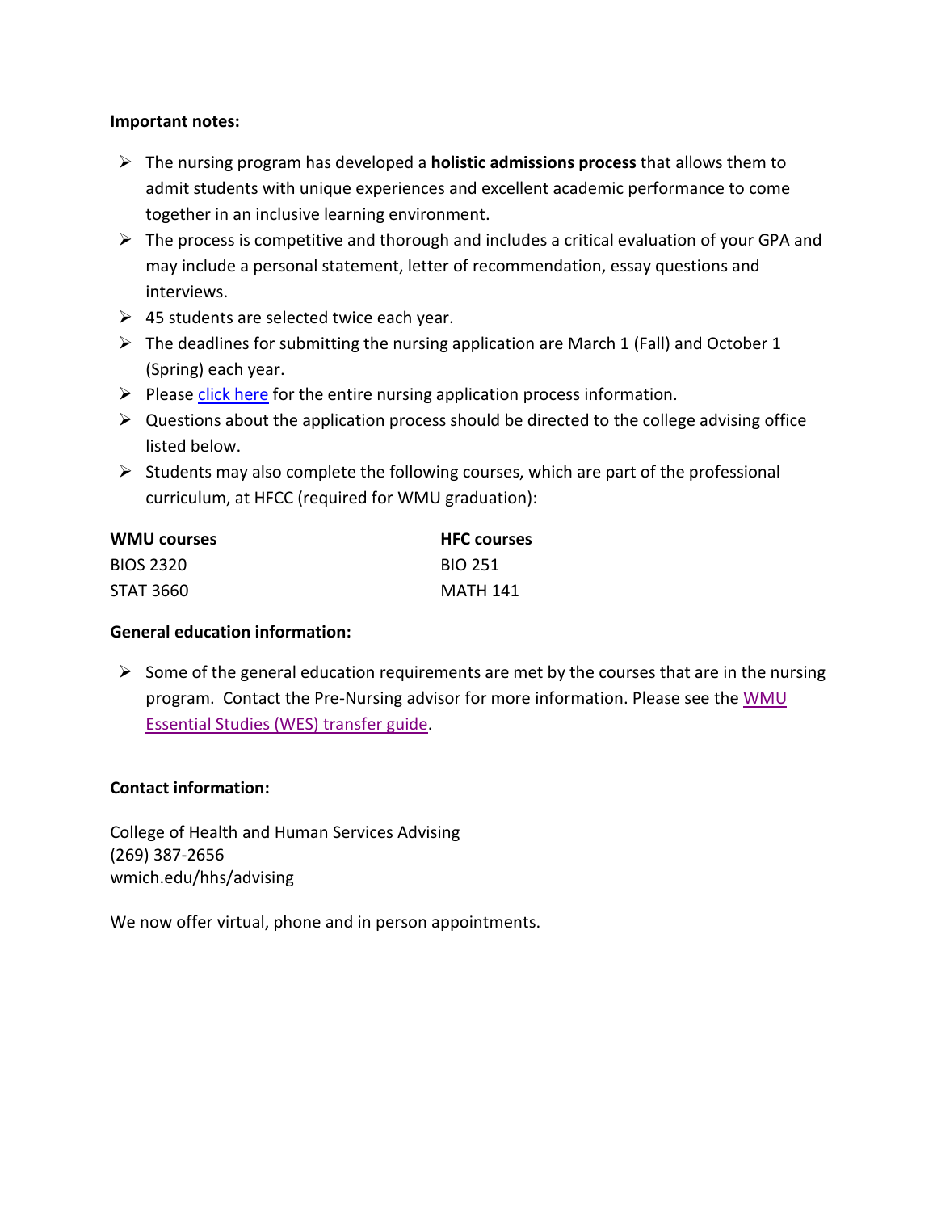**Important notes:**

- The nursing program has developed a **holistic admissions process** that allows them to admit students with unique experiences and excellent academic performance to come together in an inclusive learning environment.
- The process is competitive and thorough and includes a critical evaluation of your GPA and may include a personal statement, letter of recommendation, essay questions and interviews.
- 45 students are selected twice each year.
- The deadlines for submitting the nursing application are March 1 (Fall) and October 1 (Spring) each year.
- Please click here for the entire nursing application process information.
- Questions about the application process should be directed to the college advising office listed below.
- Students may also complete the following courses, which are part of the professional curriculum, at HFCC (required for WMU graduation):

| WMU courses | HFC courses |
|---|---|
| BIOS 2320 | BIO 251 |
| STAT 3660 | MATH 141 |

**General education information:**

- Some of the general education requirements are met by the courses that are in the nursing program. Contact the Pre-Nursing advisor for more information. Please see the WMU Essential Studies (WES) transfer guide.

**Contact information:**

College of Health and Human Services Advising
(269) 387-2656
wmich.edu/hhs/advising

We now offer virtual, phone and in person appointments.